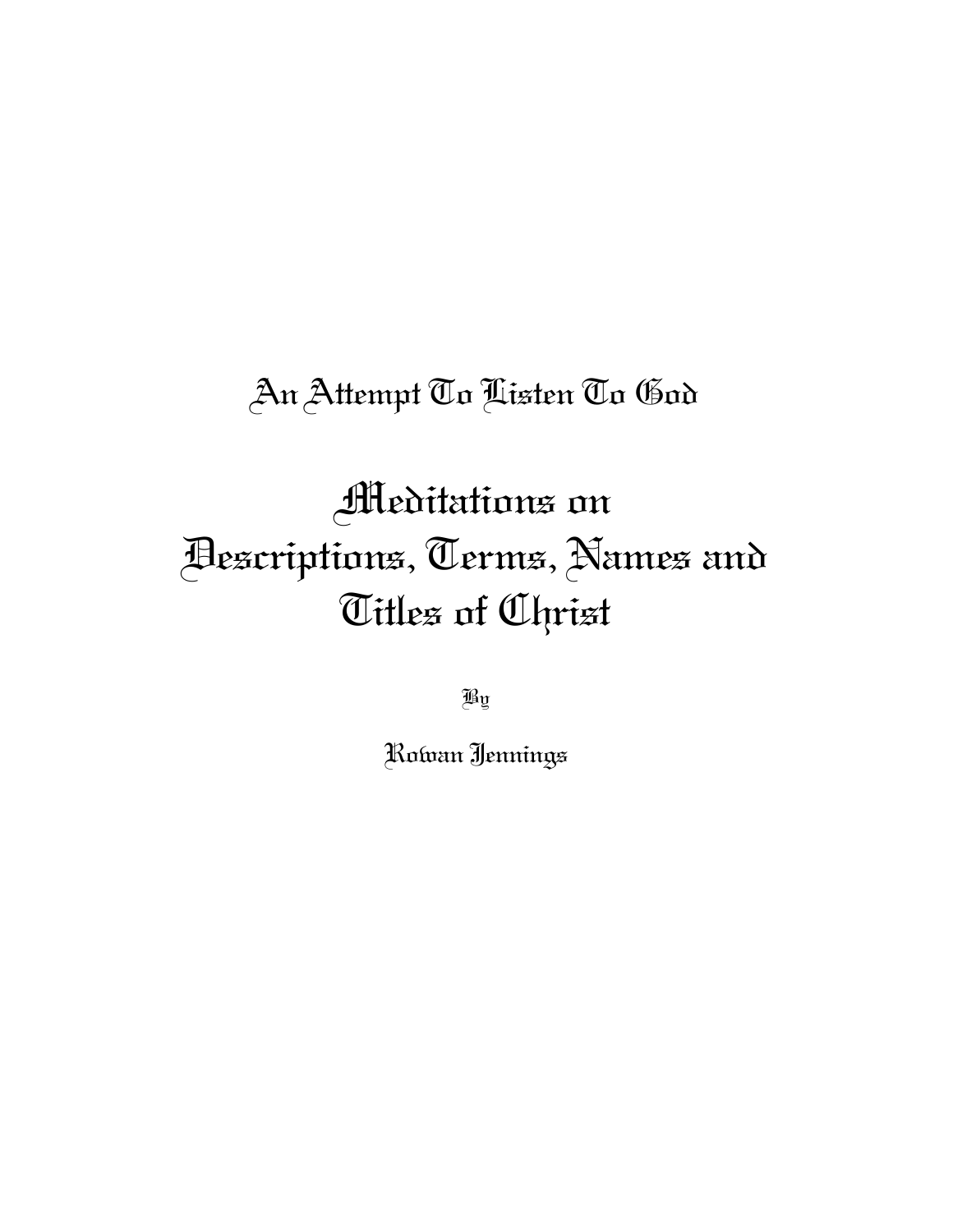## An Attempt To Listen To God

# Meditations on Descriptions, Terms, Names and Titles of Christ

By

Rowan Jennings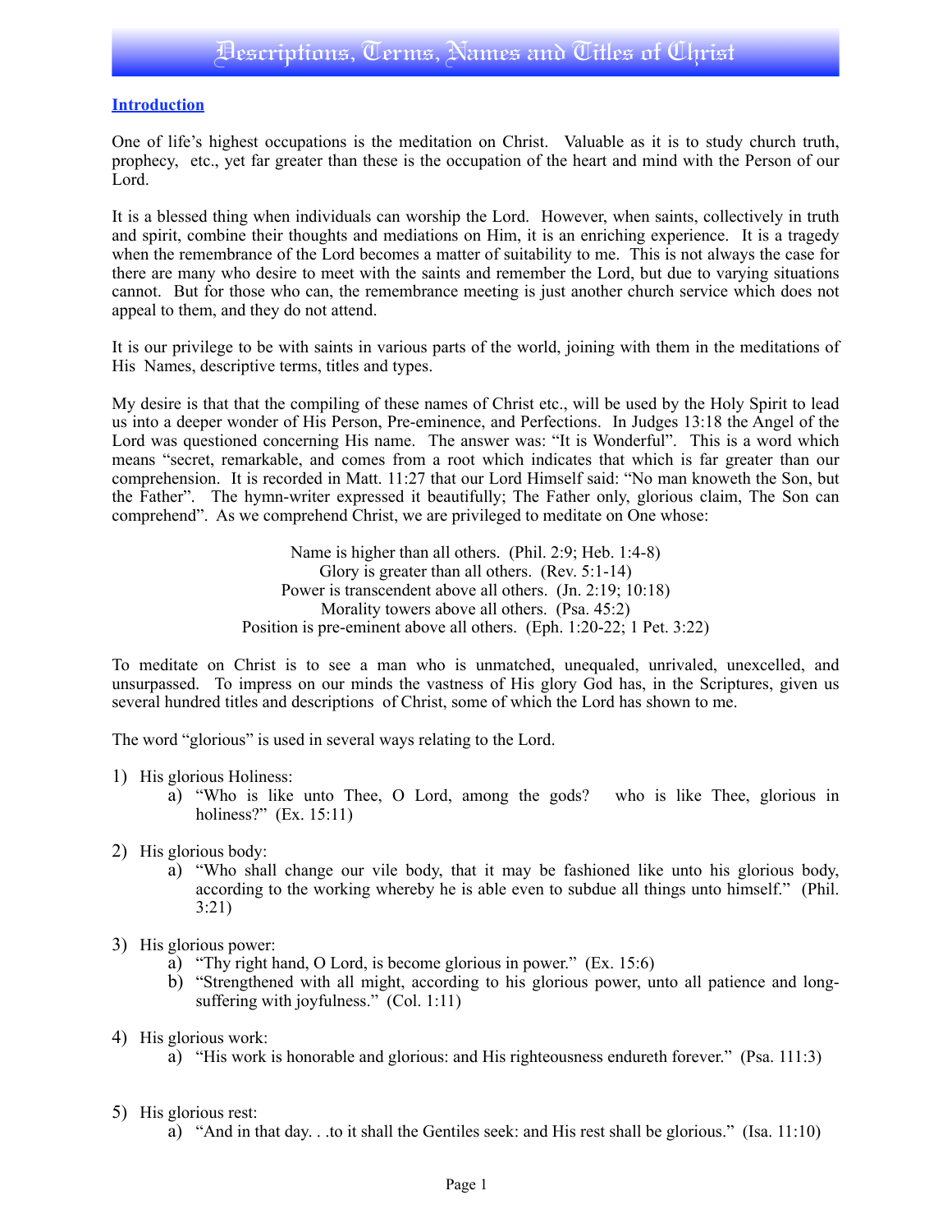# Descriptions, Terms, Names and Titles of Christ

**Introduction**

One of life's highest occupations is the meditation on Christ. Valuable as it is to study church truth, prophecy, etc., yet far greater than these is the occupation of the heart and mind with the Person of our Lord.

It is a blessed thing when individuals can worship the Lord. However, when saints, collectively in truth and spirit, combine their thoughts and mediations on Him, it is an enriching experience. It is a tragedy when the remembrance of the Lord becomes a matter of suitability to me. This is not always the case for there are many who desire to meet with the saints and remember the Lord, but due to varying situations cannot. But for those who can, the remembrance meeting is just another church service which does not appeal to them, and they do not attend.

It is our privilege to be with saints in various parts of the world, joining with them in the meditations of His Names, descriptive terms, titles and types.

My desire is that that the compiling of these names of Christ etc., will be used by the Holy Spirit to lead us into a deeper wonder of His Person, Pre-eminence, and Perfections. In Judges 13:18 the Angel of the Lord was questioned concerning His name. The answer was: "It is Wonderful". This is a word which means "secret, remarkable, and comes from a root which indicates that which is far greater than our comprehension. It is recorded in Matt. 11:27 that our Lord Himself said: "No man knoweth the Son, but the Father". The hymn-writer expressed it beautifully; The Father only, glorious claim, The Son can comprehend". As we comprehend Christ, we are privileged to meditate on One whose:

Name is higher than all others. (Phil. 2:9; Heb. 1:4-8)
Glory is greater than all others. (Rev. 5:1-14)
Power is transcendent above all others. (Jn. 2:19; 10:18)
Morality towers above all others. (Psa. 45:2)
Position is pre-eminent above all others. (Eph. 1:20-22; 1 Pet. 3:22)

To meditate on Christ is to see a man who is unmatched, unequaled, unrivaled, unexcelled, and unsurpassed. To impress on our minds the vastness of His glory God has, in the Scriptures, given us several hundred titles and descriptions of Christ, some of which the Lord has shown to me.

The word "glorious" is used in several ways relating to the Lord.

1) His glorious Holiness:
   a) "Who is like unto Thee, O Lord, among the gods? who is like Thee, glorious in holiness?" (Ex. 15:11)

2) His glorious body:
   a) "Who shall change our vile body, that it may be fashioned like unto his glorious body, according to the working whereby he is able even to subdue all things unto himself." (Phil. 3:21)

3) His glorious power:
   a) "Thy right hand, O Lord, is become glorious in power." (Ex. 15:6)
   b) "Strengthened with all might, according to his glorious power, unto all patience and long-suffering with joyfulness." (Col. 1:11)

4) His glorious work:
   a) "His work is honorable and glorious: and His righteousness endureth forever." (Psa. 111:3)

5) His glorious rest:
   a) "And in that day. . .to it shall the Gentiles seek: and His rest shall be glorious." (Isa. 11:10)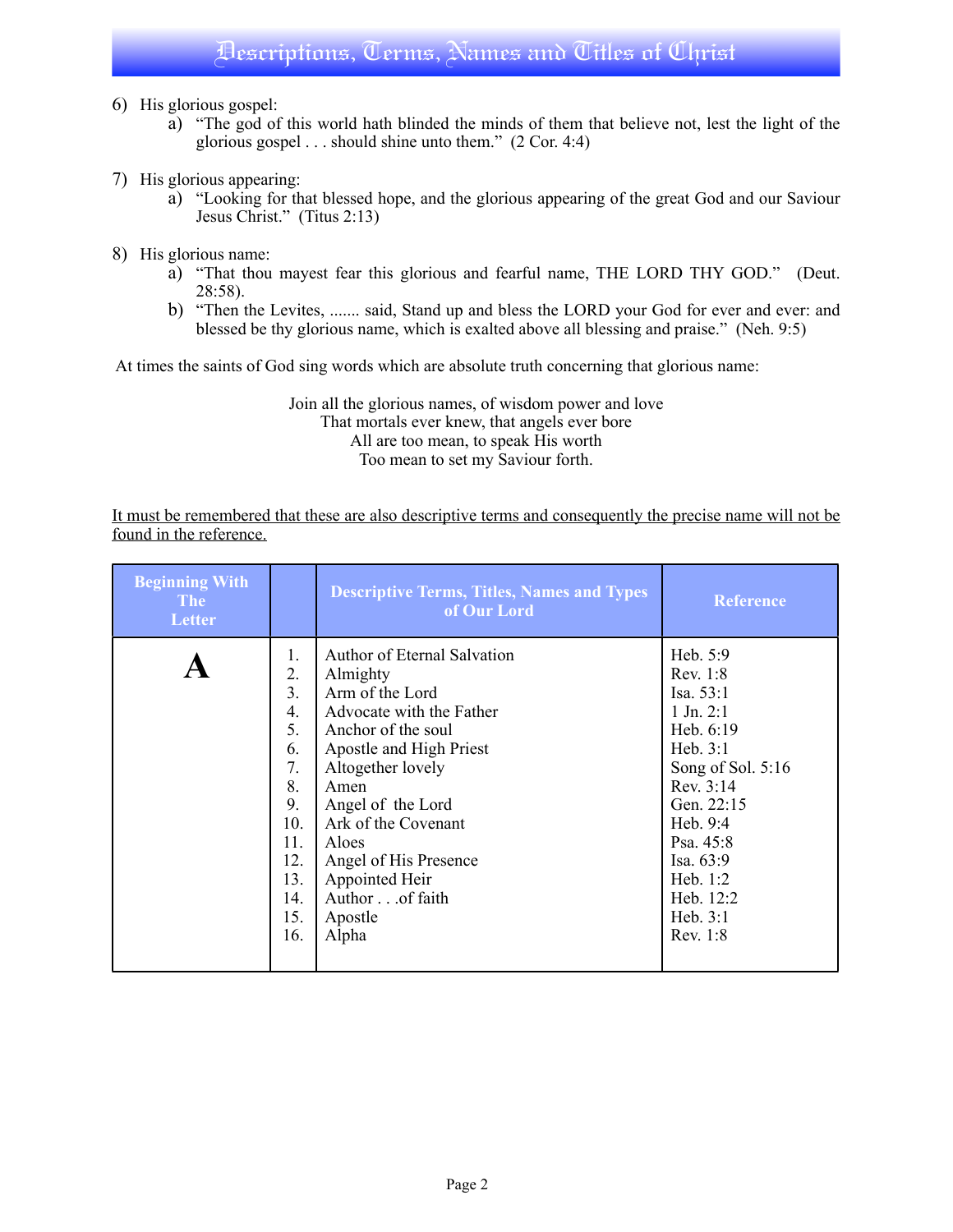6) His glorious gospel:
   a) "The god of this world hath blinded the minds of them that believe not, lest the light of the glorious gospel . . . should shine unto them." (2 Cor. 4:4)

7) His glorious appearing:
   a) "Looking for that blessed hope, and the glorious appearing of the great God and our Saviour Jesus Christ." (Titus 2:13)

8) His glorious name:
   a) "That thou mayest fear this glorious and fearful name, THE LORD THY GOD." (Deut. 28:58).
   b) "Then the Levites, ....... said, Stand up and bless the LORD your God for ever and ever: and blessed be thy glorious name, which is exalted above all blessing and praise." (Neh. 9:5)

At times the saints of God sing words which are absolute truth concerning that glorious name:

Join all the glorious names, of wisdom power and love  
That mortals ever knew, that angels ever bore  
All are too mean, to speak His worth  
Too mean to set my Saviour forth.

<u>It must be remembered that these are also descriptive terms and consequently the precise name will not be found in the reference.</u>

| Beginning With The Letter | | Descriptive Terms, Titles, Names and Types of Our Lord | Reference |
|---|---|---|---|
| **A** | 1. | Author of Eternal Salvation | Heb. 5:9 |
| | 2. | Almighty | Rev. 1:8 |
| | 3. | Arm of the Lord | Isa. 53:1 |
| | 4. | Advocate with the Father | 1 Jn. 2:1 |
| | 5. | Anchor of the soul | Heb. 6:19 |
| | 6. | Apostle and High Priest | Heb. 3:1 |
| | 7. | Altogether lovely | Song of Sol. 5:16 |
| | 8. | Amen | Rev. 3:14 |
| | 9. | Angel of the Lord | Gen. 22:15 |
| | 10. | Ark of the Covenant | Heb. 9:4 |
| | 11. | Aloes | Psa. 45:8 |
| | 12. | Angel of His Presence | Isa. 63:9 |
| | 13. | Appointed Heir | Heb. 1:2 |
| | 14. | Author . . .of faith | Heb. 12:2 |
| | 15. | Apostle | Heb. 3:1 |
| | 16. | Alpha | Rev. 1:8 |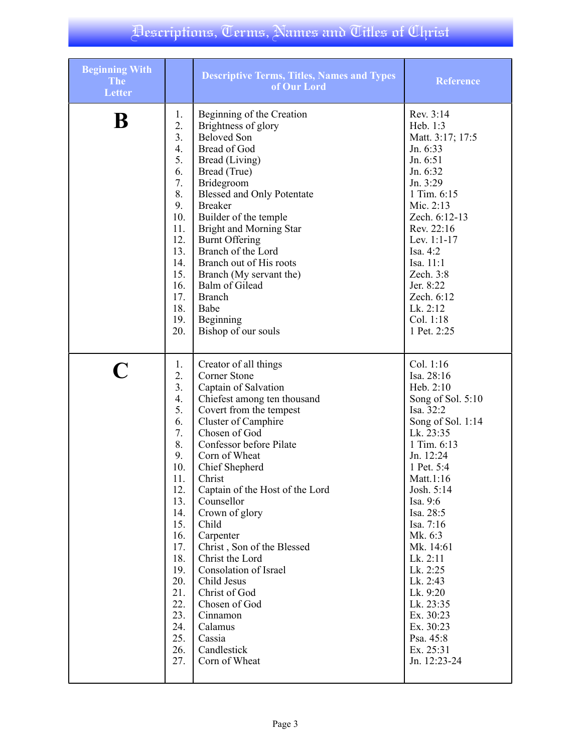# Descriptions, Terms, Names and Titles of Christ

| Beginning With The Letter | | Descriptive Terms, Titles, Names and Types of Our Lord | Reference |
|---|---|---|---|
| **B** | 1. | Beginning of the Creation | Rev. 3:14 |
| | 2. | Brightness of glory | Heb. 1:3 |
| | 3. | Beloved Son | Matt. 3:17; 17:5 |
| | 4. | Bread of God | Jn. 6:33 |
| | 5. | Bread (Living) | Jn. 6:51 |
| | 6. | Bread (True) | Jn. 6:32 |
| | 7. | Bridegroom | Jn. 3:29 |
| | 8. | Blessed and Only Potentate | 1 Tim. 6:15 |
| | 9. | Breaker | Mic. 2:13 |
| | 10. | Builder of the temple | Zech. 6:12-13 |
| | 11. | Bright and Morning Star | Rev. 22:16 |
| | 12. | Burnt Offering | Lev. 1:1-17 |
| | 13. | Branch of the Lord | Isa. 4:2 |
| | 14. | Branch out of His roots | Isa. 11:1 |
| | 15. | Branch (My servant the) | Zech. 3:8 |
| | 16. | Balm of Gilead | Jer. 8:22 |
| | 17. | Branch | Zech. 6:12 |
| | 18. | Babe | Lk. 2:12 |
| | 19. | Beginning | Col. 1:18 |
| | 20. | Bishop of our souls | 1 Pet. 2:25 |
| **C** | 1. | Creator of all things | Col. 1:16 |
| | 2. | Corner Stone | Isa. 28:16 |
| | 3. | Captain of Salvation | Heb. 2:10 |
| | 4. | Chiefest among ten thousand | Song of Sol. 5:10 |
| | 5. | Covert from the tempest | Isa. 32:2 |
| | 6. | Cluster of Camphire | Song of Sol. 1:14 |
| | 7. | Chosen of God | Lk. 23:35 |
| | 8. | Confessor before Pilate | 1 Tim. 6:13 |
| | 9. | Corn of Wheat | Jn. 12:24 |
| | 10. | Chief Shepherd | 1 Pet. 5:4 |
| | 11. | Christ | Matt.1:16 |
| | 12. | Captain of the Host of the Lord | Josh. 5:14 |
| | 13. | Counsellor | Isa. 9:6 |
| | 14. | Crown of glory | Isa. 28:5 |
| | 15. | Child | Isa. 7:16 |
| | 16. | Carpenter | Mk. 6:3 |
| | 17. | Christ , Son of the Blessed | Mk. 14:61 |
| | 18. | Christ the Lord | Lk. 2:11 |
| | 19. | Consolation of Israel | Lk. 2:25 |
| | 20. | Child Jesus | Lk. 2:43 |
| | 21. | Christ of God | Lk. 9:20 |
| | 22. | Chosen of God | Lk. 23:35 |
| | 23. | Cinnamon | Ex. 30:23 |
| | 24. | Calamus | Ex. 30:23 |
| | 25. | Cassia | Psa. 45:8 |
| | 26. | Candlestick | Ex. 25:31 |
| | 27. | Corn of Wheat | Jn. 12:23-24 |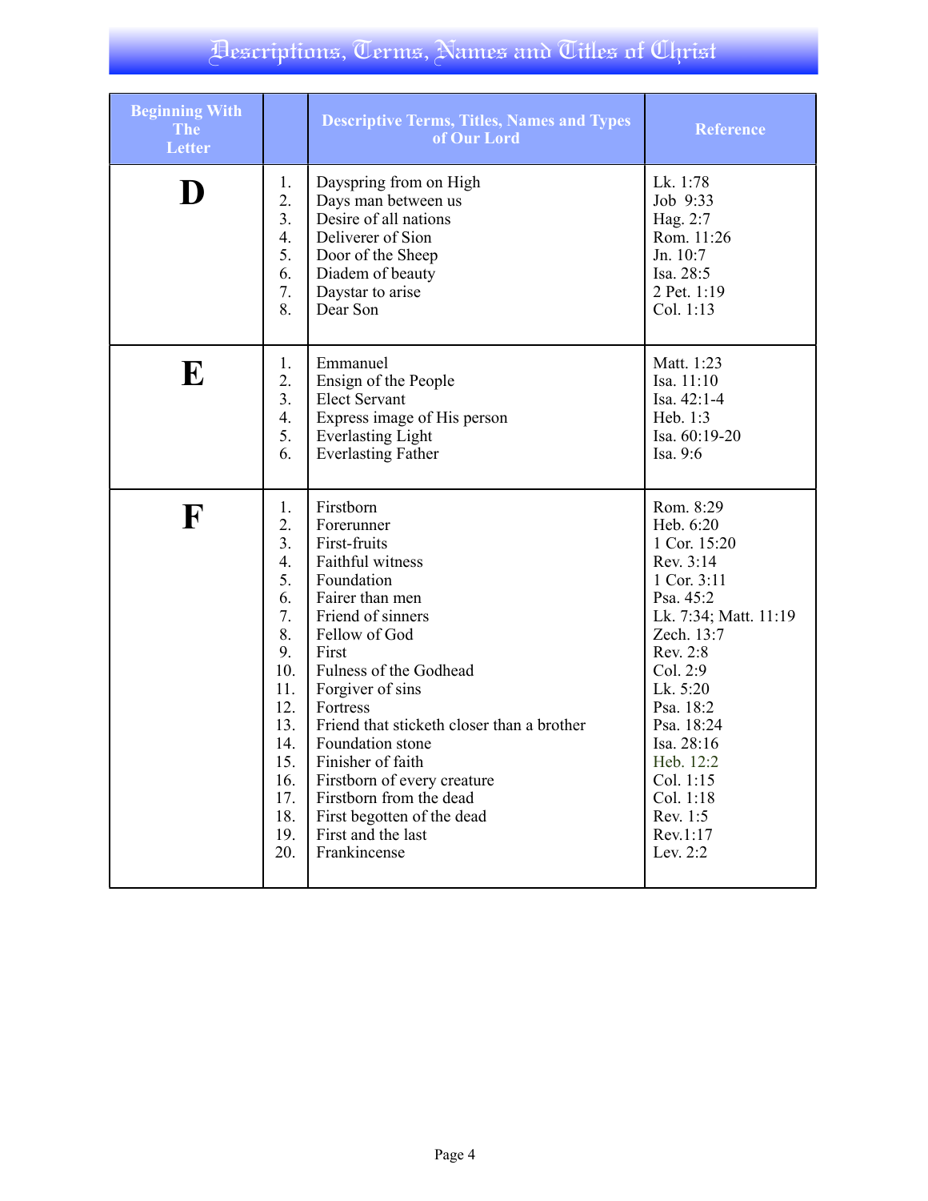# Descriptions, Terms, Names and Titles of Christ

| Beginning With The Letter | | Descriptive Terms, Titles, Names and Types of Our Lord | Reference |
|---|---|---|---|
| **D** | 1. | Dayspring from on High | Lk. 1:78 |
| | 2. | Days man between us | Job 9:33 |
| | 3. | Desire of all nations | Hag. 2:7 |
| | 4. | Deliverer of Sion | Rom. 11:26 |
| | 5. | Door of the Sheep | Jn. 10:7 |
| | 6. | Diadem of beauty | Isa. 28:5 |
| | 7. | Daystar to arise | 2 Pet. 1:19 |
| | 8. | Dear Son | Col. 1:13 |
| **E** | 1. | Emmanuel | Matt. 1:23 |
| | 2. | Ensign of the People | Isa. 11:10 |
| | 3. | Elect Servant | Isa. 42:1-4 |
| | 4. | Express image of His person | Heb. 1:3 |
| | 5. | Everlasting Light | Isa. 60:19-20 |
| | 6. | Everlasting Father | Isa. 9:6 |
| **F** | 1. | Firstborn | Rom. 8:29 |
| | 2. | Forerunner | Heb. 6:20 |
| | 3. | First-fruits | 1 Cor. 15:20 |
| | 4. | Faithful witness | Rev. 3:14 |
| | 5. | Foundation | 1 Cor. 3:11 |
| | 6. | Fairer than men | Psa. 45:2 |
| | 7. | Friend of sinners | Lk. 7:34; Matt. 11:19 |
| | 8. | Fellow of God | Zech. 13:7 |
| | 9. | First | Rev. 2:8 |
| | 10. | Fulness of the Godhead | Col. 2:9 |
| | 11. | Forgiver of sins | Lk. 5:20 |
| | 12. | Fortress | Psa. 18:2 |
| | 13. | Friend that sticketh closer than a brother | Psa. 18:24 |
| | 14. | Foundation stone | Isa. 28:16 |
| | 15. | Finisher of faith | Heb. 12:2 |
| | 16. | Firstborn of every creature | Col. 1:15 |
| | 17. | Firstborn from the dead | Col. 1:18 |
| | 18. | First begotten of the dead | Rev. 1:5 |
| | 19. | First and the last | Rev.1:17 |
| | 20. | Frankincense | Lev. 2:2 |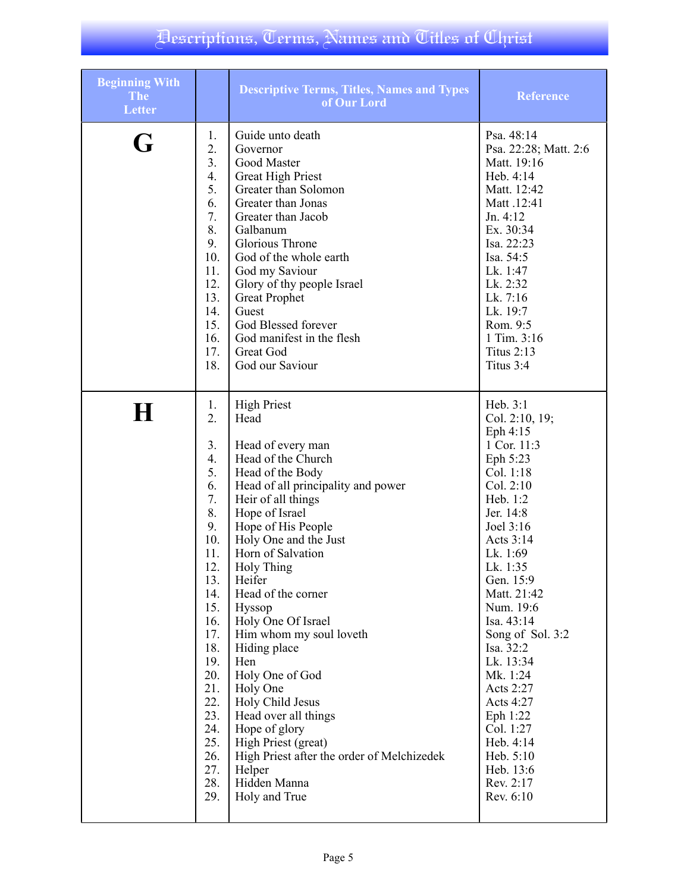# Descriptions, Terms, Names and Titles of Christ

| Beginning With The Letter | | Descriptive Terms, Titles, Names and Types of Our Lord | Reference |
|---|---|---|---|
| **G** | 1. | Guide unto death | Psa. 48:14 |
| | 2. | Governor | Psa. 22:28; Matt. 2:6 |
| | 3. | Good Master | Matt. 19:16 |
| | 4. | Great High Priest | Heb. 4:14 |
| | 5. | Greater than Solomon | Matt. 12:42 |
| | 6. | Greater than Jonas | Matt .12:41 |
| | 7. | Greater than Jacob | Jn. 4:12 |
| | 8. | Galbanum | Ex. 30:34 |
| | 9. | Glorious Throne | Isa. 22:23 |
| | 10. | God of the whole earth | Isa. 54:5 |
| | 11. | God my Saviour | Lk. 1:47 |
| | 12. | Glory of thy people Israel | Lk. 2:32 |
| | 13. | Great Prophet | Lk. 7:16 |
| | 14. | Guest | Lk. 19:7 |
| | 15. | God Blessed forever | Rom. 9:5 |
| | 16. | God manifest in the flesh | 1 Tim. 3:16 |
| | 17. | Great God | Titus 2:13 |
| | 18. | God our Saviour | Titus 3:4 |
| **H** | 1. | High Priest | Heb. 3:1 |
| | 2. | Head | Col. 2:10, 19; Eph 4:15 |
| | 3. | Head of every man | 1 Cor. 11:3 |
| | 4. | Head of the Church | Eph 5:23 |
| | 5. | Head of the Body | Col. 1:18 |
| | 6. | Head of all principality and power | Col. 2:10 |
| | 7. | Heir of all things | Heb. 1:2 |
| | 8. | Hope of Israel | Jer. 14:8 |
| | 9. | Hope of His People | Joel 3:16 |
| | 10. | Holy One and the Just | Acts 3:14 |
| | 11. | Horn of Salvation | Lk. 1:69 |
| | 12. | Holy Thing | Lk. 1:35 |
| | 13. | Heifer | Gen. 15:9 |
| | 14. | Head of the corner | Matt. 21:42 |
| | 15. | Hyssop | Num. 19:6 |
| | 16. | Holy One Of Israel | Isa. 43:14 |
| | 17. | Him whom my soul loveth | Song of Sol. 3:2 |
| | 18. | Hiding place | Isa. 32:2 |
| | 19. | Hen | Lk. 13:34 |
| | 20. | Holy One of God | Mk. 1:24 |
| | 21. | Holy One | Acts 2:27 |
| | 22. | Holy Child Jesus | Acts 4:27 |
| | 23. | Head over all things | Eph 1:22 |
| | 24. | Hope of glory | Col. 1:27 |
| | 25. | High Priest (great) | Heb. 4:14 |
| | 26. | High Priest after the order of Melchizedek | Heb. 5:10 |
| | 27. | Helper | Heb. 13:6 |
| | 28. | Hidden Manna | Rev. 2:17 |
| | 29. | Holy and True | Rev. 6:10 |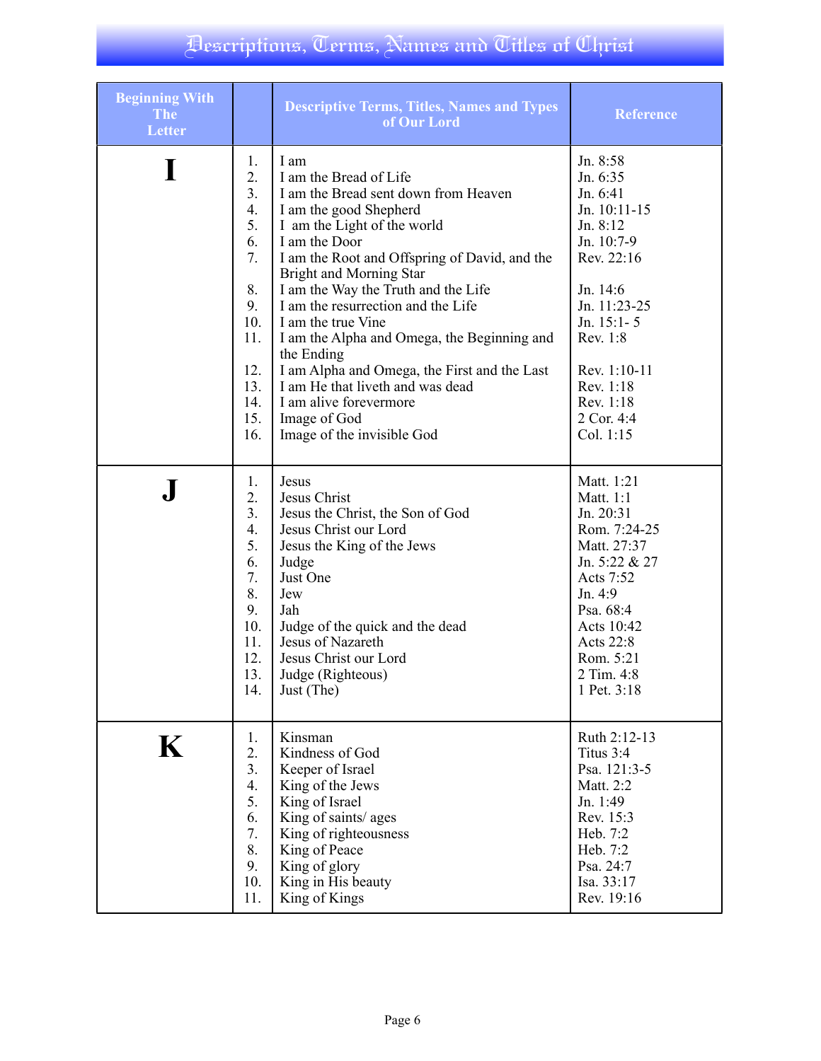# Descriptions, Terms, Names and Titles of Christ

| Beginning With The Letter | | Descriptive Terms, Titles, Names and Types of Our Lord | Reference |
|---|---|---|---|
| **I** | 1. | I am | Jn. 8:58 |
| | 2. | I am the Bread of Life | Jn. 6:35 |
| | 3. | I am the Bread sent down from Heaven | Jn. 6:41 |
| | 4. | I am the good Shepherd | Jn. 10:11-15 |
| | 5. | I am the Light of the world | Jn. 8:12 |
| | 6. | I am the Door | Jn. 10:7-9 |
| | 7. | I am the Root and Offspring of David, and the Bright and Morning Star | Rev. 22:16 |
| | 8. | I am the Way the Truth and the Life | Jn. 14:6 |
| | 9. | I am the resurrection and the Life | Jn. 11:23-25 |
| | 10. | I am the true Vine | Jn. 15:1- 5 |
| | 11. | I am the Alpha and Omega, the Beginning and the Ending | Rev. 1:8 |
| | 12. | I am Alpha and Omega, the First and the Last | Rev. 1:10-11 |
| | 13. | I am He that liveth and was dead | Rev. 1:18 |
| | 14. | I am alive forevermore | Rev. 1:18 |
| | 15. | Image of God | 2 Cor. 4:4 |
| | 16. | Image of the invisible God | Col. 1:15 |
| **J** | 1. | Jesus | Matt. 1:21 |
| | 2. | Jesus Christ | Matt. 1:1 |
| | 3. | Jesus the Christ, the Son of God | Jn. 20:31 |
| | 4. | Jesus Christ our Lord | Rom. 7:24-25 |
| | 5. | Jesus the King of the Jews | Matt. 27:37 |
| | 6. | Judge | Jn. 5:22 & 27 |
| | 7. | Just One | Acts 7:52 |
| | 8. | Jew | Jn. 4:9 |
| | 9. | Jah | Psa. 68:4 |
| | 10. | Judge of the quick and the dead | Acts 10:42 |
| | 11. | Jesus of Nazareth | Acts 22:8 |
| | 12. | Jesus Christ our Lord | Rom. 5:21 |
| | 13. | Judge (Righteous) | 2 Tim. 4:8 |
| | 14. | Just (The) | 1 Pet. 3:18 |
| **K** | 1. | Kinsman | Ruth 2:12-13 |
| | 2. | Kindness of God | Titus 3:4 |
| | 3. | Keeper of Israel | Psa. 121:3-5 |
| | 4. | King of the Jews | Matt. 2:2 |
| | 5. | King of Israel | Jn. 1:49 |
| | 6. | King of saints/ ages | Rev. 15:3 |
| | 7. | King of righteousness | Heb. 7:2 |
| | 8. | King of Peace | Heb. 7:2 |
| | 9. | King of glory | Psa. 24:7 |
| | 10. | King in His beauty | Isa. 33:17 |
| | 11. | King of Kings | Rev. 19:16 |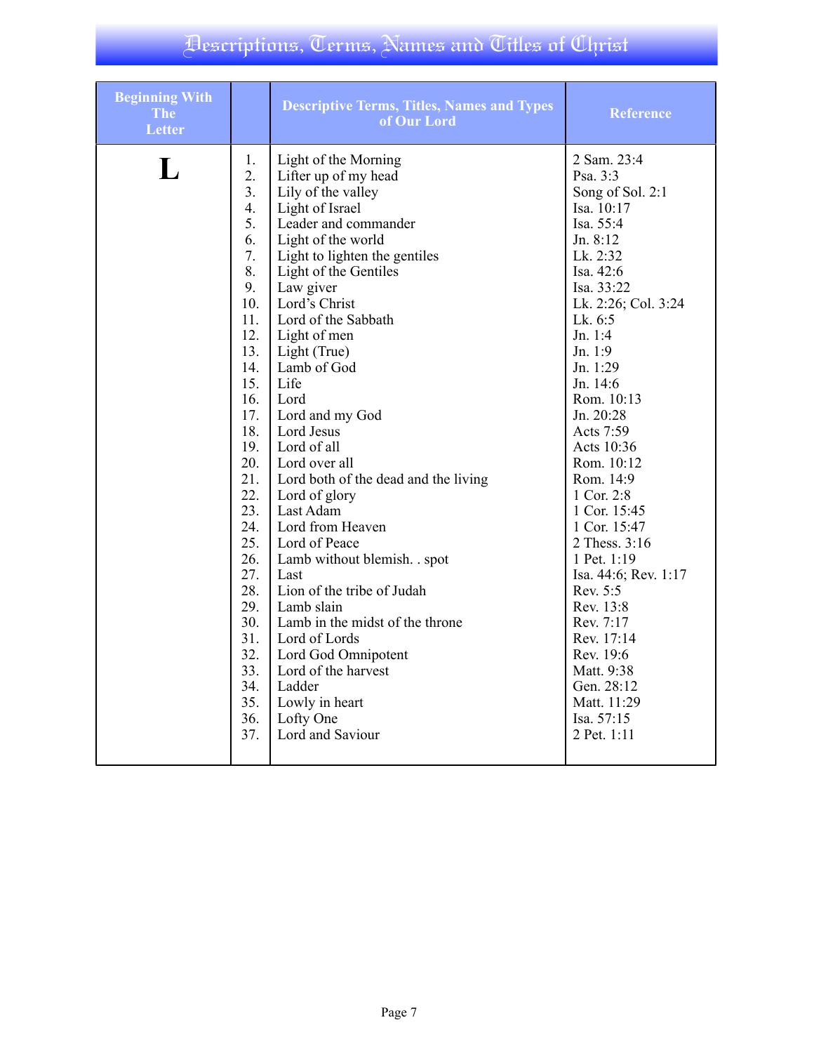# Descriptions, Terms, Names and Titles of Christ

| Beginning With The Letter | | Descriptive Terms, Titles, Names and Types of Our Lord | Reference |
|---|---|---|---|
| **L** | 1. | Light of the Morning | 2 Sam. 23:4 |
| | 2. | Lifter up of my head | Psa. 3:3 |
| | 3. | Lily of the valley | Song of Sol. 2:1 |
| | 4. | Light of Israel | Isa. 10:17 |
| | 5. | Leader and commander | Isa. 55:4 |
| | 6. | Light of the world | Jn. 8:12 |
| | 7. | Light to lighten the gentiles | Lk. 2:32 |
| | 8. | Light of the Gentiles | Isa. 42:6 |
| | 9. | Law giver | Isa. 33:22 |
| | 10. | Lord's Christ | Lk. 2:26; Col. 3:24 |
| | 11. | Lord of the Sabbath | Lk. 6:5 |
| | 12. | Light of men | Jn. 1:4 |
| | 13. | Light (True) | Jn. 1:9 |
| | 14. | Lamb of God | Jn. 1:29 |
| | 15. | Life | Jn. 14:6 |
| | 16. | Lord | Rom. 10:13 |
| | 17. | Lord and my God | Jn. 20:28 |
| | 18. | Lord Jesus | Acts 7:59 |
| | 19. | Lord of all | Acts 10:36 |
| | 20. | Lord over all | Rom. 10:12 |
| | 21. | Lord both of the dead and the living | Rom. 14:9 |
| | 22. | Lord of glory | 1 Cor. 2:8 |
| | 23. | Last Adam | 1 Cor. 15:45 |
| | 24. | Lord from Heaven | 1 Cor. 15:47 |
| | 25. | Lord of Peace | 2 Thess. 3:16 |
| | 26. | Lamb without blemish. . spot | 1 Pet. 1:19 |
| | 27. | Last | Isa. 44:6; Rev. 1:17 |
| | 28. | Lion of the tribe of Judah | Rev. 5:5 |
| | 29. | Lamb slain | Rev. 13:8 |
| | 30. | Lamb in the midst of the throne | Rev. 7:17 |
| | 31. | Lord of Lords | Rev. 17:14 |
| | 32. | Lord God Omnipotent | Rev. 19:6 |
| | 33. | Lord of the harvest | Matt. 9:38 |
| | 34. | Ladder | Gen. 28:12 |
| | 35. | Lowly in heart | Matt. 11:29 |
| | 36. | Lofty One | Isa. 57:15 |
| | 37. | Lord and Saviour | 2 Pet. 1:11 |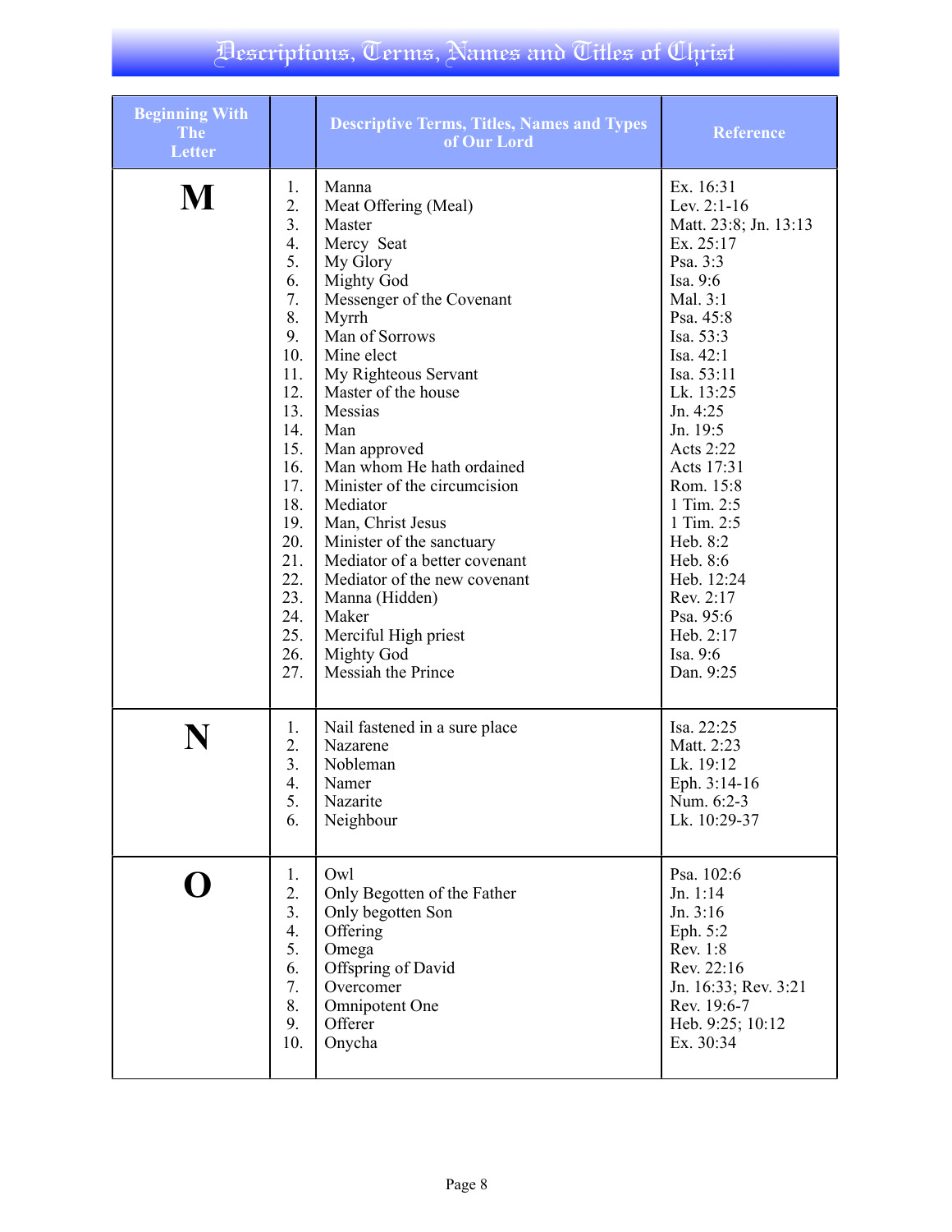# Descriptions, Terms, Names and Titles of Christ

| Beginning With The Letter | | Descriptive Terms, Titles, Names and Types of Our Lord | Reference |
|---|---|---|---|
| **M** | 1. | Manna | Ex. 16:31 |
| | 2. | Meat Offering (Meal) | Lev. 2:1-16 |
| | 3. | Master | Matt. 23:8; Jn. 13:13 |
| | 4. | Mercy Seat | Ex. 25:17 |
| | 5. | My Glory | Psa. 3:3 |
| | 6. | Mighty God | Isa. 9:6 |
| | 7. | Messenger of the Covenant | Mal. 3:1 |
| | 8. | Myrrh | Psa. 45:8 |
| | 9. | Man of Sorrows | Isa. 53:3 |
| | 10. | Mine elect | Isa. 42:1 |
| | 11. | My Righteous Servant | Isa. 53:11 |
| | 12. | Master of the house | Lk. 13:25 |
| | 13. | Messias | Jn. 4:25 |
| | 14. | Man | Jn. 19:5 |
| | 15. | Man approved | Acts 2:22 |
| | 16. | Man whom He hath ordained | Acts 17:31 |
| | 17. | Minister of the circumcision | Rom. 15:8 |
| | 18. | Mediator | 1 Tim. 2:5 |
| | 19. | Man, Christ Jesus | 1 Tim. 2:5 |
| | 20. | Minister of the sanctuary | Heb. 8:2 |
| | 21. | Mediator of a better covenant | Heb. 8:6 |
| | 22. | Mediator of the new covenant | Heb. 12:24 |
| | 23. | Manna (Hidden) | Rev. 2:17 |
| | 24. | Maker | Psa. 95:6 |
| | 25. | Merciful High priest | Heb. 2:17 |
| | 26. | Mighty God | Isa. 9:6 |
| | 27. | Messiah the Prince | Dan. 9:25 |
| **N** | 1. | Nail fastened in a sure place | Isa. 22:25 |
| | 2. | Nazarene | Matt. 2:23 |
| | 3. | Nobleman | Lk. 19:12 |
| | 4. | Namer | Eph. 3:14-16 |
| | 5. | Nazarite | Num. 6:2-3 |
| | 6. | Neighbour | Lk. 10:29-37 |
| **O** | 1. | Owl | Psa. 102:6 |
| | 2. | Only Begotten of the Father | Jn. 1:14 |
| | 3. | Only begotten Son | Jn. 3:16 |
| | 4. | Offering | Eph. 5:2 |
| | 5. | Omega | Rev. 1:8 |
| | 6. | Offspring of David | Rev. 22:16 |
| | 7. | Overcomer | Jn. 16:33; Rev. 3:21 |
| | 8. | Omnipotent One | Rev. 19:6-7 |
| | 9. | Offerer | Heb. 9:25; 10:12 |
| | 10. | Onycha | Ex. 30:34 |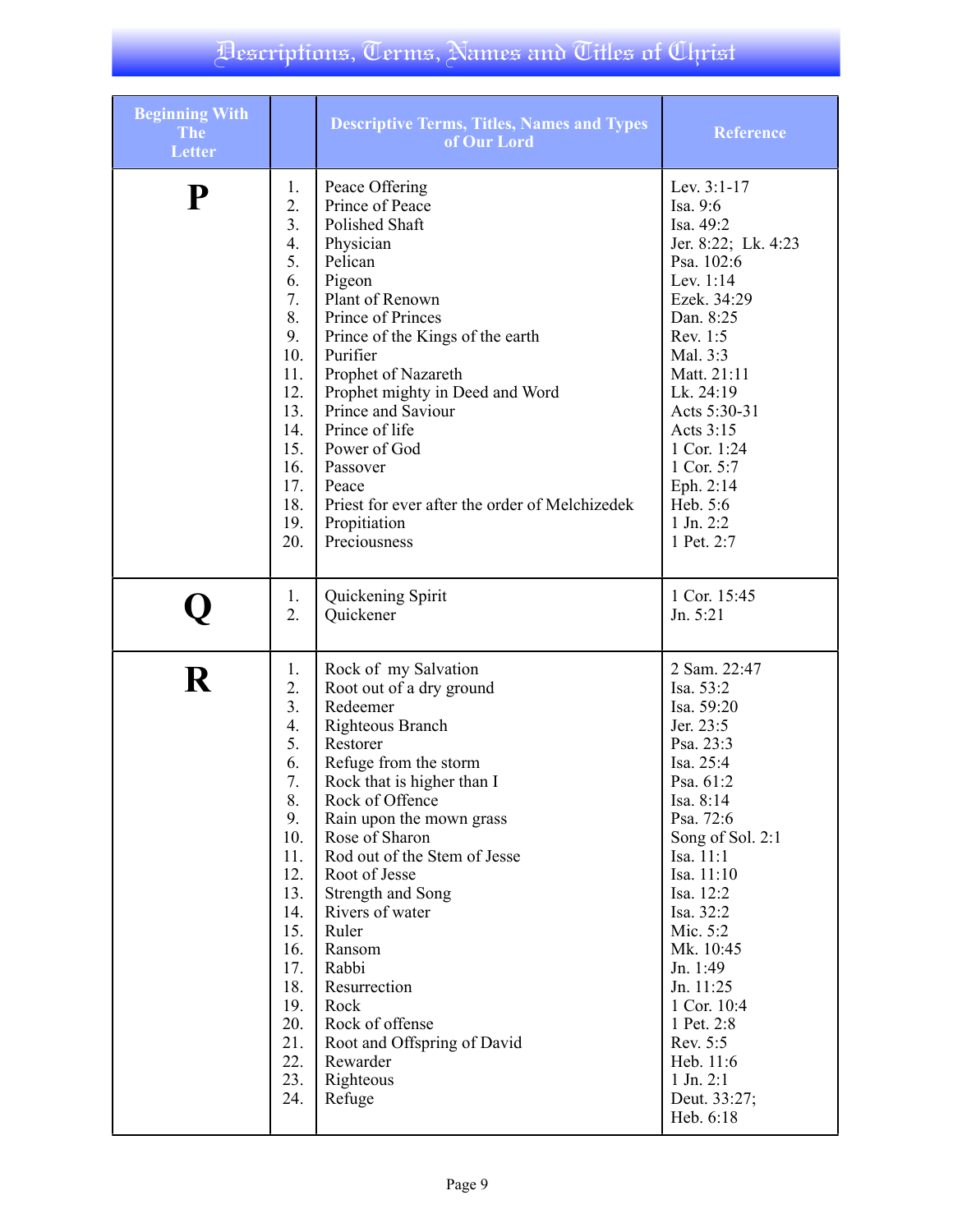# Descriptions, Terms, Names and Titles of Christ

| Beginning With The Letter | | Descriptive Terms, Titles, Names and Types of Our Lord | Reference |
|---|---|---|---|
| **P** | 1. | Peace Offering | Lev. 3:1-17 |
| | 2. | Prince of Peace | Isa. 9:6 |
| | 3. | Polished Shaft | Isa. 49:2 |
| | 4. | Physician | Jer. 8:22; Lk. 4:23 |
| | 5. | Pelican | Psa. 102:6 |
| | 6. | Pigeon | Lev. 1:14 |
| | 7. | Plant of Renown | Ezek. 34:29 |
| | 8. | Prince of Princes | Dan. 8:25 |
| | 9. | Prince of the Kings of the earth | Rev. 1:5 |
| | 10. | Purifier | Mal. 3:3 |
| | 11. | Prophet of Nazareth | Matt. 21:11 |
| | 12. | Prophet mighty in Deed and Word | Lk. 24:19 |
| | 13. | Prince and Saviour | Acts 5:30-31 |
| | 14. | Prince of life | Acts 3:15 |
| | 15. | Power of God | 1 Cor. 1:24 |
| | 16. | Passover | 1 Cor. 5:7 |
| | 17. | Peace | Eph. 2:14 |
| | 18. | Priest for ever after the order of Melchizedek | Heb. 5:6 |
| | 19. | Propitiation | 1 Jn. 2:2 |
| | 20. | Preciousness | 1 Pet. 2:7 |
| **Q** | 1. | Quickening Spirit | 1 Cor. 15:45 |
| | 2. | Quickener | Jn. 5:21 |
| **R** | 1. | Rock of my Salvation | 2 Sam. 22:47 |
| | 2. | Root out of a dry ground | Isa. 53:2 |
| | 3. | Redeemer | Isa. 59:20 |
| | 4. | Righteous Branch | Jer. 23:5 |
| | 5. | Restorer | Psa. 23:3 |
| | 6. | Refuge from the storm | Isa. 25:4 |
| | 7. | Rock that is higher than I | Psa. 61:2 |
| | 8. | Rock of Offence | Isa. 8:14 |
| | 9. | Rain upon the mown grass | Psa. 72:6 |
| | 10. | Rose of Sharon | Song of Sol. 2:1 |
| | 11. | Rod out of the Stem of Jesse | Isa. 11:1 |
| | 12. | Root of Jesse | Isa. 11:10 |
| | 13. | Strength and Song | Isa. 12:2 |
| | 14. | Rivers of water | Isa. 32:2 |
| | 15. | Ruler | Mic. 5:2 |
| | 16. | Ransom | Mk. 10:45 |
| | 17. | Rabbi | Jn. 1:49 |
| | 18. | Resurrection | Jn. 11:25 |
| | 19. | Rock | 1 Cor. 10:4 |
| | 20. | Rock of offense | 1 Pet. 2:8 |
| | 21. | Root and Offspring of David | Rev. 5:5 |
| | 22. | Rewarder | Heb. 11:6 |
| | 23. | Righteous | 1 Jn. 2:1 |
| | 24. | Refuge | Deut. 33:27; Heb. 6:18 |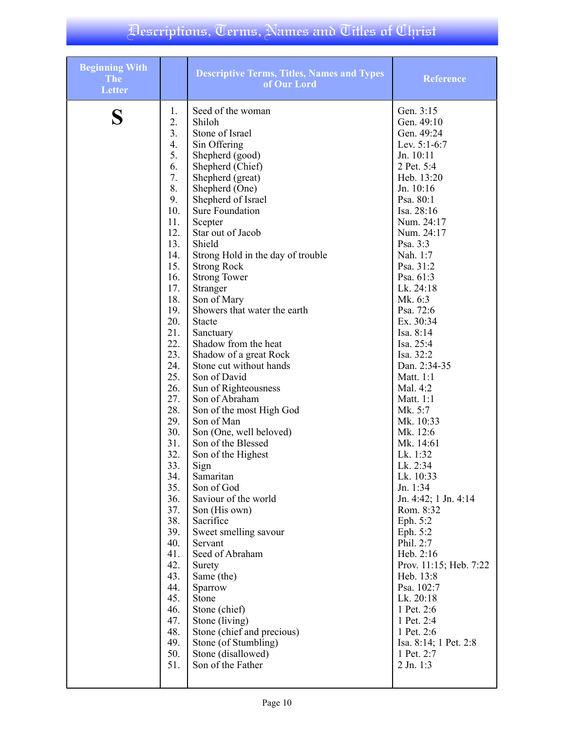# Descriptions, Terms, Names and Titles of Christ

| Beginning With The Letter | | Descriptive Terms, Titles, Names and Types of Our Lord | Reference |
|---|---|---|---|
| **S** | 1. | Seed of the woman | Gen. 3:15 |
| | 2. | Shiloh | Gen. 49:10 |
| | 3. | Stone of Israel | Gen. 49:24 |
| | 4. | Sin Offering | Lev. 5:1-6:7 |
| | 5. | Shepherd (good) | Jn. 10:11 |
| | 6. | Shepherd (Chief) | 2 Pet. 5:4 |
| | 7. | Shepherd (great) | Heb. 13:20 |
| | 8. | Shepherd (One) | Jn. 10:16 |
| | 9. | Shepherd of Israel | Psa. 80:1 |
| | 10. | Sure Foundation | Isa. 28:16 |
| | 11. | Scepter | Num. 24:17 |
| | 12. | Star out of Jacob | Num. 24:17 |
| | 13. | Shield | Psa. 3:3 |
| | 14. | Strong Hold in the day of trouble | Nah. 1:7 |
| | 15. | Strong Rock | Psa. 31:2 |
| | 16. | Strong Tower | Psa. 61:3 |
| | 17. | Stranger | Lk. 24:18 |
| | 18. | Son of Mary | Mk. 6:3 |
| | 19. | Showers that water the earth | Psa. 72:6 |
| | 20. | Stacte | Ex. 30:34 |
| | 21. | Sanctuary | Isa. 8:14 |
| | 22. | Shadow from the heat | Isa. 25:4 |
| | 23. | Shadow of a great Rock | Isa. 32:2 |
| | 24. | Stone cut without hands | Dan. 2:34-35 |
| | 25. | Son of David | Matt. 1:1 |
| | 26. | Sun of Righteousness | Mal. 4:2 |
| | 27. | Son of Abraham | Matt. 1:1 |
| | 28. | Son of the most High God | Mk. 5:7 |
| | 29. | Son of Man | Mk. 10:33 |
| | 30. | Son (One, well beloved) | Mk. 12:6 |
| | 31. | Son of the Blessed | Mk. 14:61 |
| | 32. | Son of the Highest | Lk. 1:32 |
| | 33. | Sign | Lk. 2:34 |
| | 34. | Samaritan | Lk. 10:33 |
| | 35. | Son of God | Jn. 1:34 |
| | 36. | Saviour of the world | Jn. 4:42; 1 Jn. 4:14 |
| | 37. | Son (His own) | Rom. 8:32 |
| | 38. | Sacrifice | Eph. 5:2 |
| | 39. | Sweet smelling savour | Eph. 5:2 |
| | 40. | Servant | Phil. 2:7 |
| | 41. | Seed of Abraham | Heb. 2:16 |
| | 42. | Surety | Prov. 11:15; Heb. 7:22 |
| | 43. | Same (the) | Heb. 13:8 |
| | 44. | Sparrow | Psa. 102:7 |
| | 45. | Stone | Lk. 20:18 |
| | 46. | Stone (chief) | 1 Pet. 2:6 |
| | 47. | Stone (living) | 1 Pet. 2:4 |
| | 48. | Stone (chief and precious) | 1 Pet. 2:6 |
| | 49. | Stone (of Stumbling) | Isa. 8:14; 1 Pet. 2:8 |
| | 50. | Stone (disallowed) | 1 Pet. 2:7 |
| | 51. | Son of the Father | 2 Jn. 1:3 |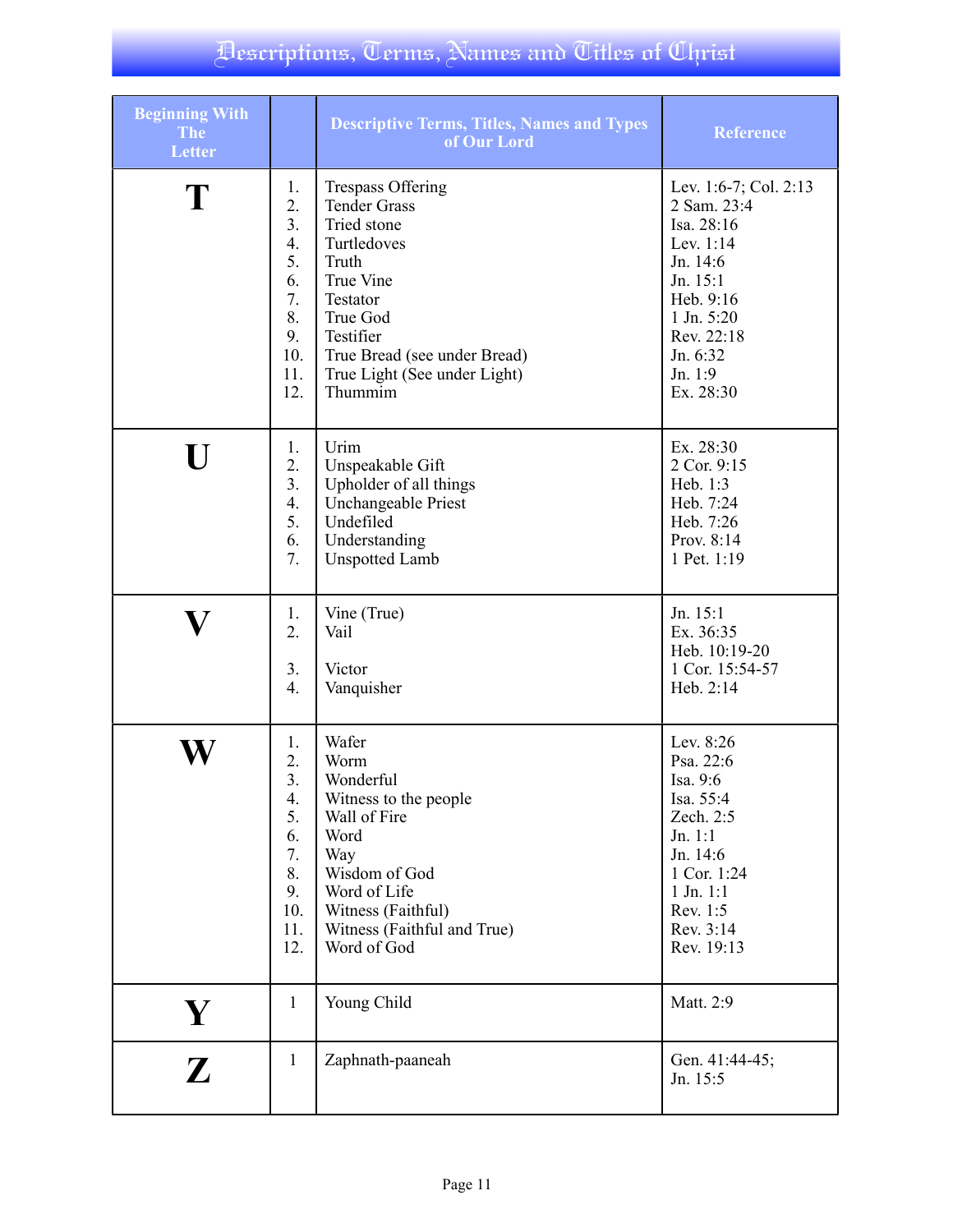# Descriptions, Terms, Names and Titles of Christ

| Beginning With The Letter | | Descriptive Terms, Titles, Names and Types of Our Lord | Reference |
|---|---|---|---|
| **T** | 1. | Trespass Offering | Lev. 1:6-7; Col. 2:13 |
| | 2. | Tender Grass | 2 Sam. 23:4 |
| | 3. | Tried stone | Isa. 28:16 |
| | 4. | Turtledoves | Lev. 1:14 |
| | 5. | Truth | Jn. 14:6 |
| | 6. | True Vine | Jn. 15:1 |
| | 7. | Testator | Heb. 9:16 |
| | 8. | True God | 1 Jn. 5:20 |
| | 9. | Testifier | Rev. 22:18 |
| | 10. | True Bread (see under Bread) | Jn. 6:32 |
| | 11. | True Light (See under Light) | Jn. 1:9 |
| | 12. | Thummim | Ex. 28:30 |
| **U** | 1. | Urim | Ex. 28:30 |
| | 2. | Unspeakable Gift | 2 Cor. 9:15 |
| | 3. | Upholder of all things | Heb. 1:3 |
| | 4. | Unchangeable Priest | Heb. 7:24 |
| | 5. | Undefiled | Heb. 7:26 |
| | 6. | Understanding | Prov. 8:14 |
| | 7. | Unspotted Lamb | 1 Pet. 1:19 |
| **V** | 1. | Vine (True) | Jn. 15:1 |
| | 2. | Vail | Ex. 36:35<br>Heb. 10:19-20 |
| | 3. | Victor | 1 Cor. 15:54-57 |
| | 4. | Vanquisher | Heb. 2:14 |
| **W** | 1. | Wafer | Lev. 8:26 |
| | 2. | Worm | Psa. 22:6 |
| | 3. | Wonderful | Isa. 9:6 |
| | 4. | Witness to the people | Isa. 55:4 |
| | 5. | Wall of Fire | Zech. 2:5 |
| | 6. | Word | Jn. 1:1 |
| | 7. | Way | Jn. 14:6 |
| | 8. | Wisdom of God | 1 Cor. 1:24 |
| | 9. | Word of Life | 1 Jn. 1:1 |
| | 10. | Witness (Faithful) | Rev. 1:5 |
| | 11. | Witness (Faithful and True) | Rev. 3:14 |
| | 12. | Word of God | Rev. 19:13 |
| **Y** | 1 | Young Child | Matt. 2:9 |
| **Z** | 1 | Zaphnath-paaneah | Gen. 41:44-45;<br>Jn. 15:5 |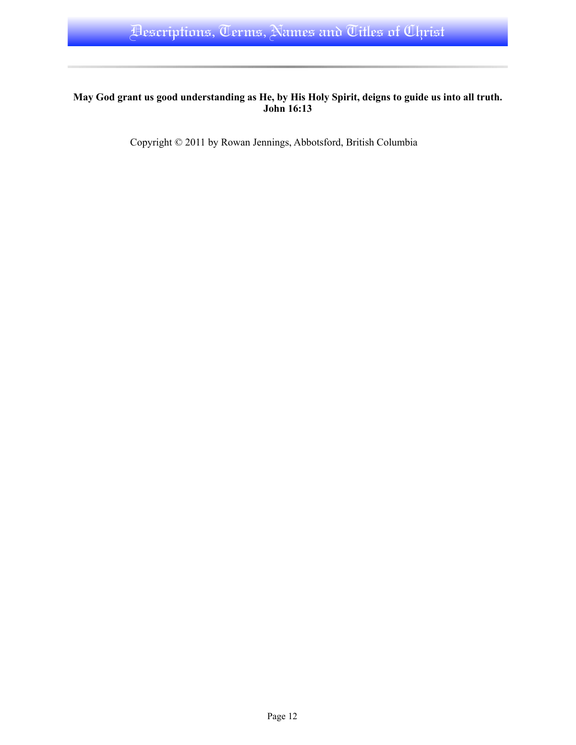**May God grant us good understanding as He, by His Holy Spirit, deigns to guide us into all truth. John 16:13**

Copyright © 2011 by Rowan Jennings, Abbotsford, British Columbia